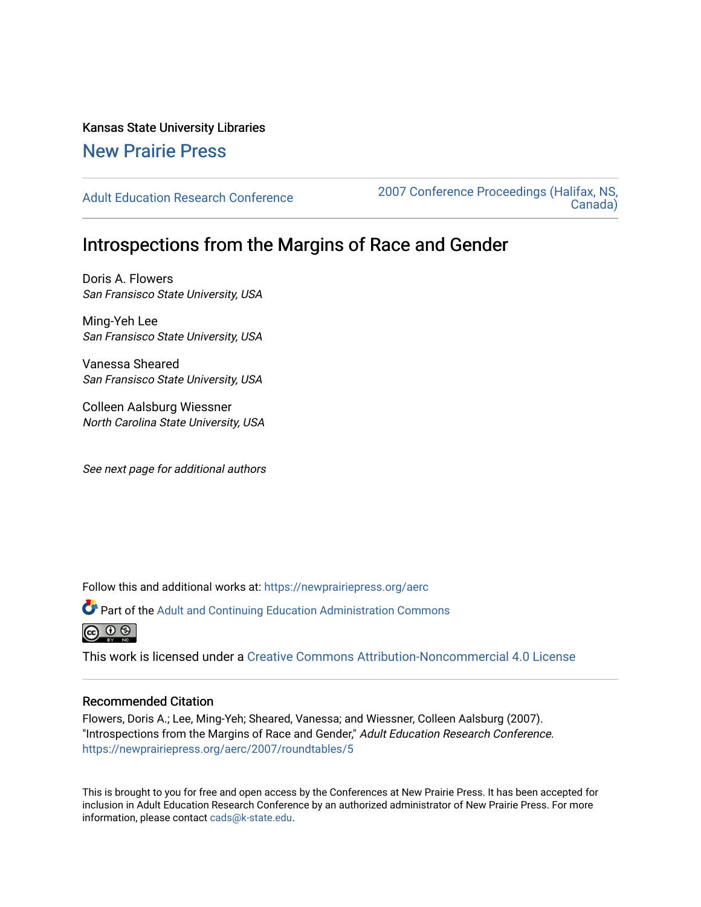Kansas State University Libraries

## New Prairie Press

Adult Education Research Conference

2007 Conference Proceedings (Halifax, NS, Canada)

# Introspections from the Margins of Race and Gender

Doris A. Flowers
*San Fransisco State University, USA*

Ming-Yeh Lee
*San Fransisco State University, USA*

Vanessa Sheared
*San Fransisco State University, USA*

Colleen Aalsburg Wiessner
*North Carolina State University, USA*

*See next page for additional authors*

Follow this and additional works at: https://newprairiepress.org/aerc

Part of the Adult and Continuing Education Administration Commons

This work is licensed under a Creative Commons Attribution-Noncommercial 4.0 License

### Recommended Citation

Flowers, Doris A.; Lee, Ming-Yeh; Sheared, Vanessa; and Wiessner, Colleen Aalsburg (2007). "Introspections from the Margins of Race and Gender," *Adult Education Research Conference*. https://newprairiepress.org/aerc/2007/roundtables/5

This is brought to you for free and open access by the Conferences at New Prairie Press. It has been accepted for inclusion in Adult Education Research Conference by an authorized administrator of New Prairie Press. For more information, please contact cads@k-state.edu.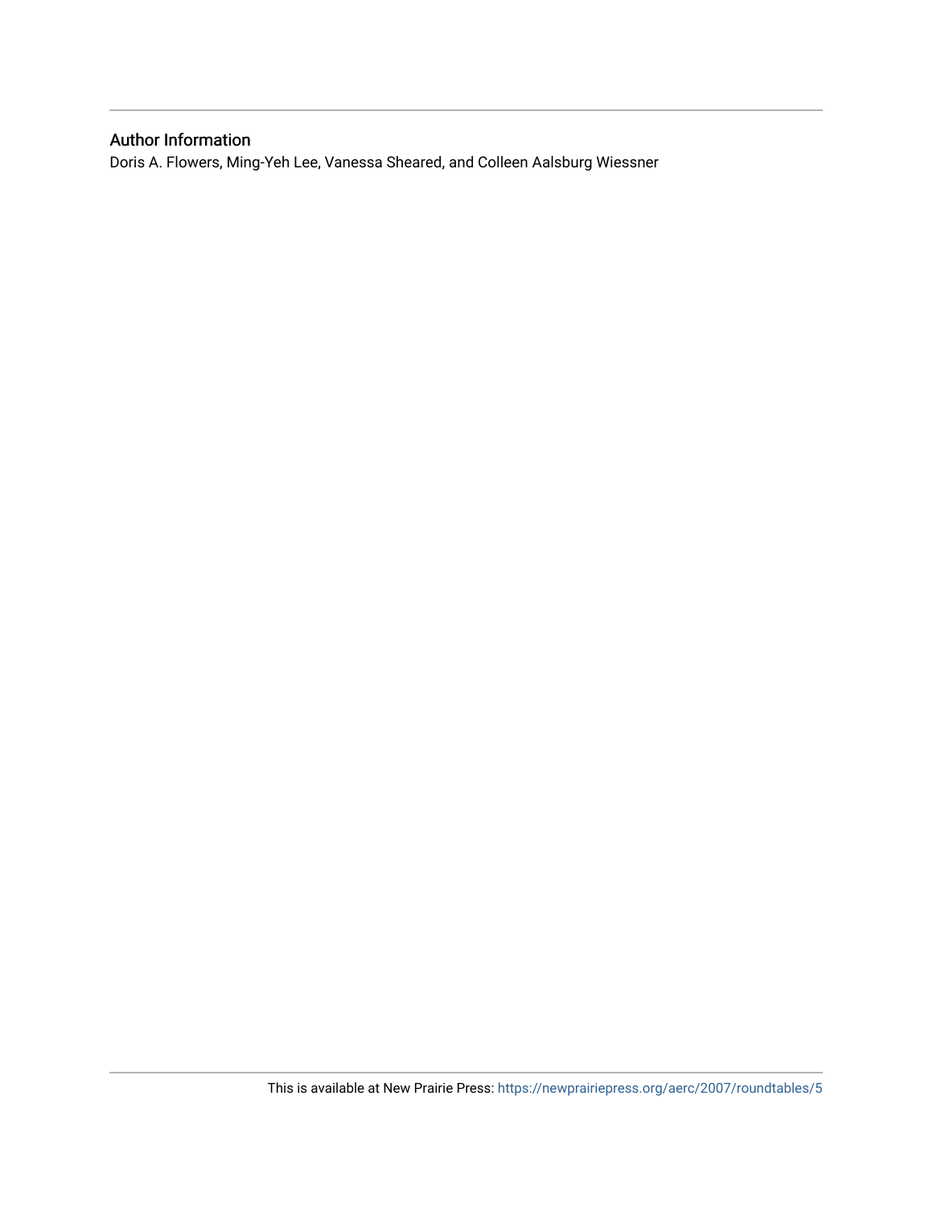## Author Information

Doris A. Flowers, Ming-Yeh Lee, Vanessa Sheared, and Colleen Aalsburg Wiessner

This is available at New Prairie Press: https://newprairiepress.org/aerc/2007/roundtables/5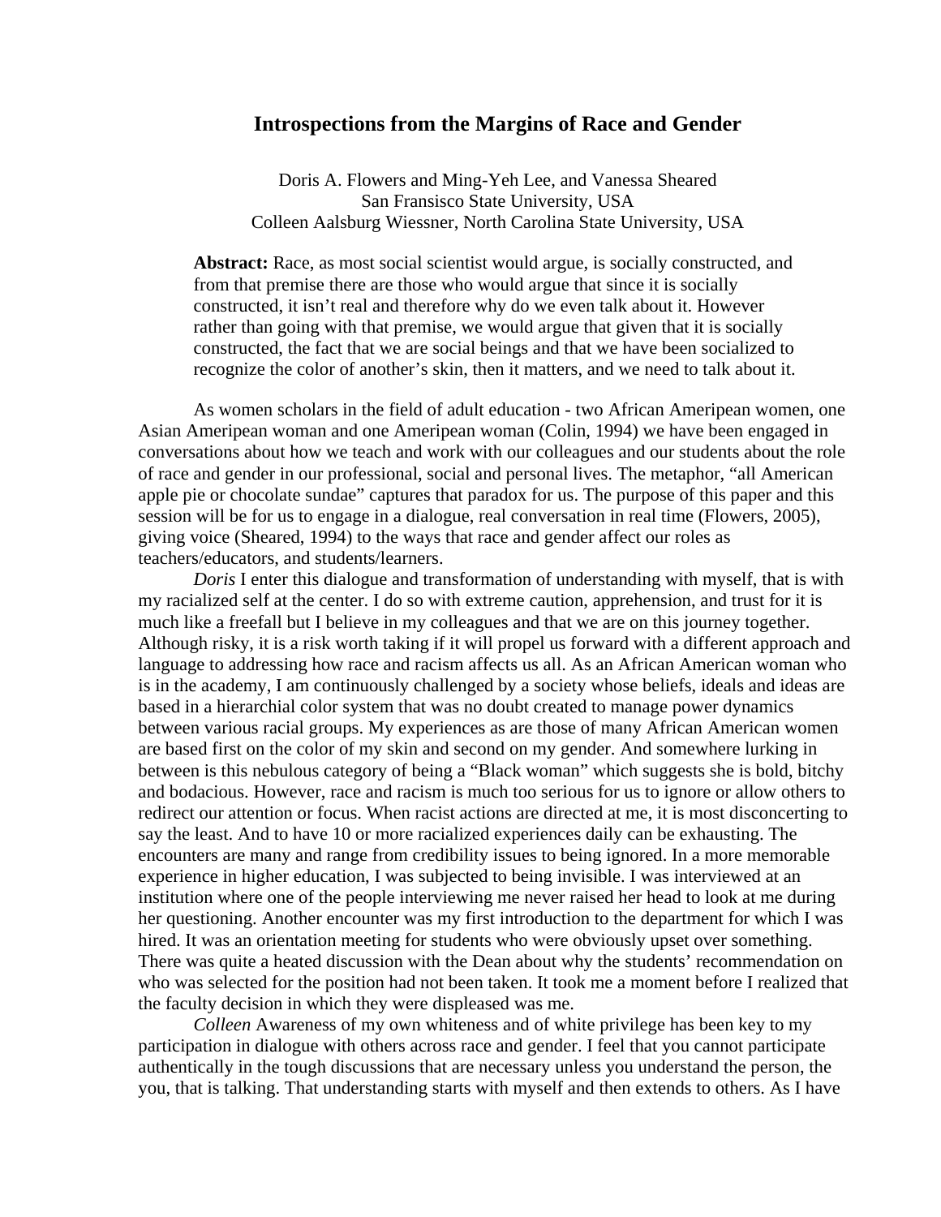# Introspections from the Margins of Race and Gender

Doris A. Flowers and Ming-Yeh Lee, and Vanessa Sheared
San Fransisco State University, USA
Colleen Aalsburg Wiessner, North Carolina State University, USA

**Abstract:** Race, as most social scientist would argue, is socially constructed, and from that premise there are those who would argue that since it is socially constructed, it isn't real and therefore why do we even talk about it. However rather than going with that premise, we would argue that given that it is socially constructed, the fact that we are social beings and that we have been socialized to recognize the color of another's skin, then it matters, and we need to talk about it.

As women scholars in the field of adult education - two African Ameripean women, one Asian Ameripean woman and one Ameripean woman (Colin, 1994) we have been engaged in conversations about how we teach and work with our colleagues and our students about the role of race and gender in our professional, social and personal lives. The metaphor, "all American apple pie or chocolate sundae" captures that paradox for us. The purpose of this paper and this session will be for us to engage in a dialogue, real conversation in real time (Flowers, 2005), giving voice (Sheared, 1994) to the ways that race and gender affect our roles as teachers/educators, and students/learners.

*Doris* I enter this dialogue and transformation of understanding with myself, that is with my racialized self at the center. I do so with extreme caution, apprehension, and trust for it is much like a freefall but I believe in my colleagues and that we are on this journey together. Although risky, it is a risk worth taking if it will propel us forward with a different approach and language to addressing how race and racism affects us all. As an African American woman who is in the academy, I am continuously challenged by a society whose beliefs, ideals and ideas are based in a hierarchial color system that was no doubt created to manage power dynamics between various racial groups. My experiences as are those of many African American women are based first on the color of my skin and second on my gender. And somewhere lurking in between is this nebulous category of being a "Black woman" which suggests she is bold, bitchy and bodacious. However, race and racism is much too serious for us to ignore or allow others to redirect our attention or focus. When racist actions are directed at me, it is most disconcerting to say the least. And to have 10 or more racialized experiences daily can be exhausting. The encounters are many and range from credibility issues to being ignored. In a more memorable experience in higher education, I was subjected to being invisible. I was interviewed at an institution where one of the people interviewing me never raised her head to look at me during her questioning. Another encounter was my first introduction to the department for which I was hired. It was an orientation meeting for students who were obviously upset over something. There was quite a heated discussion with the Dean about why the students' recommendation on who was selected for the position had not been taken. It took me a moment before I realized that the faculty decision in which they were displeased was me.

*Colleen* Awareness of my own whiteness and of white privilege has been key to my participation in dialogue with others across race and gender. I feel that you cannot participate authentically in the tough discussions that are necessary unless you understand the person, the you, that is talking. That understanding starts with myself and then extends to others. As I have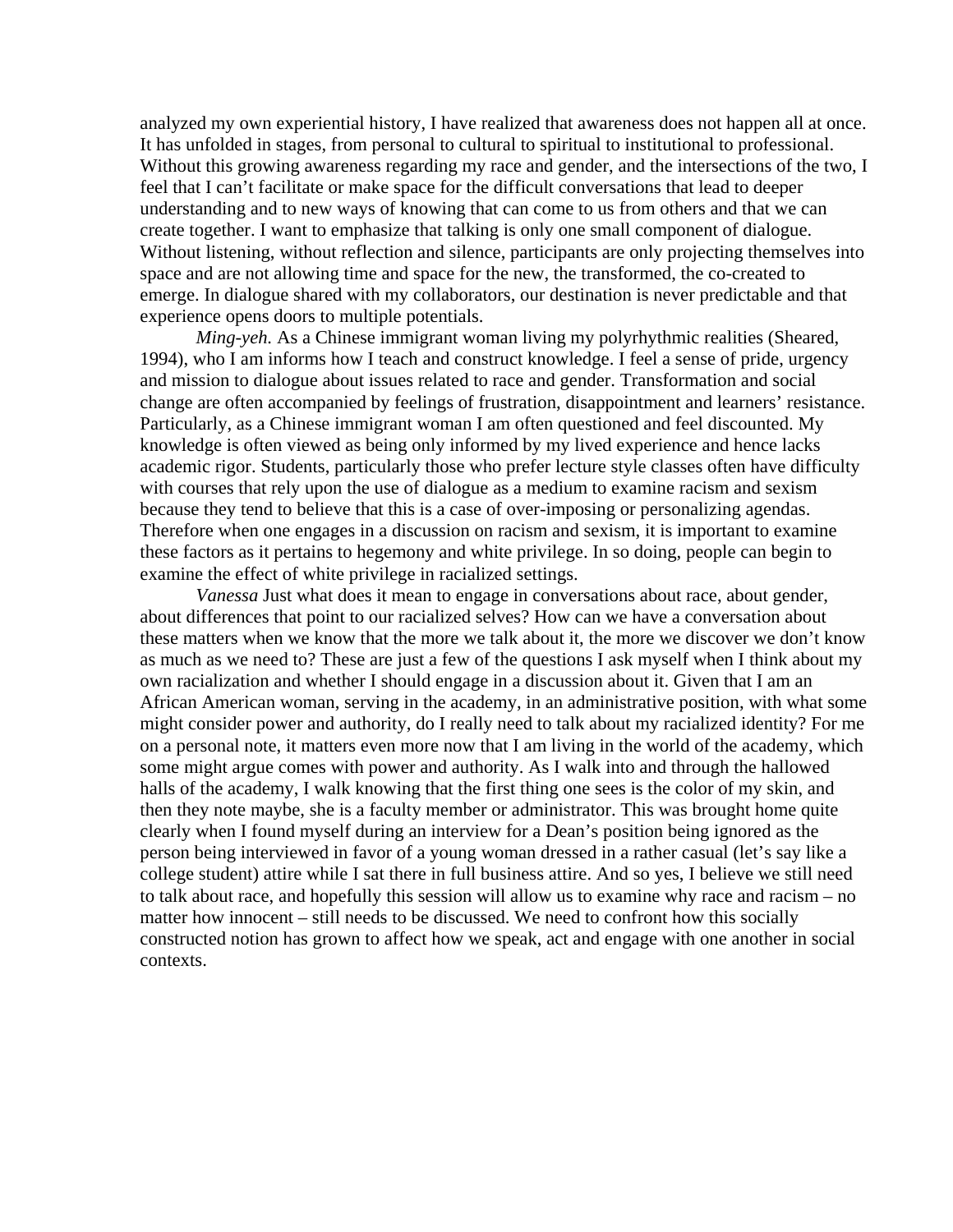analyzed my own experiential history, I have realized that awareness does not happen all at once. It has unfolded in stages, from personal to cultural to spiritual to institutional to professional. Without this growing awareness regarding my race and gender, and the intersections of the two, I feel that I can't facilitate or make space for the difficult conversations that lead to deeper understanding and to new ways of knowing that can come to us from others and that we can create together. I want to emphasize that talking is only one small component of dialogue. Without listening, without reflection and silence, participants are only projecting themselves into space and are not allowing time and space for the new, the transformed, the co-created to emerge. In dialogue shared with my collaborators, our destination is never predictable and that experience opens doors to multiple potentials.

*Ming-yeh.* As a Chinese immigrant woman living my polyrhythmic realities (Sheared, 1994), who I am informs how I teach and construct knowledge. I feel a sense of pride, urgency and mission to dialogue about issues related to race and gender. Transformation and social change are often accompanied by feelings of frustration, disappointment and learners' resistance. Particularly, as a Chinese immigrant woman I am often questioned and feel discounted. My knowledge is often viewed as being only informed by my lived experience and hence lacks academic rigor. Students, particularly those who prefer lecture style classes often have difficulty with courses that rely upon the use of dialogue as a medium to examine racism and sexism because they tend to believe that this is a case of over-imposing or personalizing agendas. Therefore when one engages in a discussion on racism and sexism, it is important to examine these factors as it pertains to hegemony and white privilege. In so doing, people can begin to examine the effect of white privilege in racialized settings.

*Vanessa* Just what does it mean to engage in conversations about race, about gender, about differences that point to our racialized selves? How can we have a conversation about these matters when we know that the more we talk about it, the more we discover we don't know as much as we need to? These are just a few of the questions I ask myself when I think about my own racialization and whether I should engage in a discussion about it. Given that I am an African American woman, serving in the academy, in an administrative position, with what some might consider power and authority, do I really need to talk about my racialized identity? For me on a personal note, it matters even more now that I am living in the world of the academy, which some might argue comes with power and authority. As I walk into and through the hallowed halls of the academy, I walk knowing that the first thing one sees is the color of my skin, and then they note maybe, she is a faculty member or administrator. This was brought home quite clearly when I found myself during an interview for a Dean's position being ignored as the person being interviewed in favor of a young woman dressed in a rather casual (let's say like a college student) attire while I sat there in full business attire. And so yes, I believe we still need to talk about race, and hopefully this session will allow us to examine why race and racism – no matter how innocent – still needs to be discussed. We need to confront how this socially constructed notion has grown to affect how we speak, act and engage with one another in social contexts.